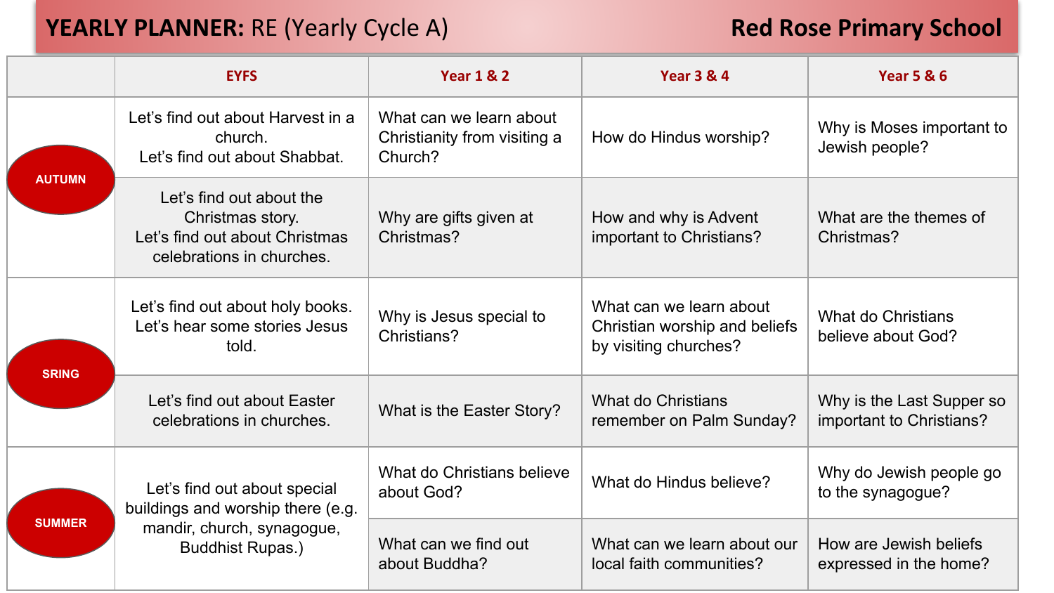# **YEARLY PLANNER:** RE (Yearly Cycle A) — **Red Rose Primary School**

| | EYFS | Year 1 & 2 | Year 3 & 4 | Year 5 & 6 |
|---|---|---|---|---|
| AUTUMN | Let's find out about Harvest in a church. Let's find out about Shabbat. | What can we learn about Christianity from visiting a Church? | How do Hindus worship? | Why is Moses important to Jewish people? |
| | Let's find out about the Christmas story. Let's find out about Christmas celebrations in churches. | Why are gifts given at Christmas? | How and why is Advent important to Christians? | What are the themes of Christmas? |
| SRING | Let's find out about holy books. Let's hear some stories Jesus told. | Why is Jesus special to Christians? | What can we learn about Christian worship and beliefs by visiting churches? | What do Christians believe about God? |
| | Let's find out about Easter celebrations in churches. | What is the Easter Story? | What do Christians remember on Palm Sunday? | Why is the Last Supper so important to Christians? |
| SUMMER | Let's find out about special buildings and worship there (e.g. mandir, church, synagogue, Buddhist Rupas.) | What do Christians believe about God? | What do Hindus believe? | Why do Jewish people go to the synagogue? |
| | | What can we find out about Buddha? | What can we learn about our local faith communities? | How are Jewish beliefs expressed in the home? |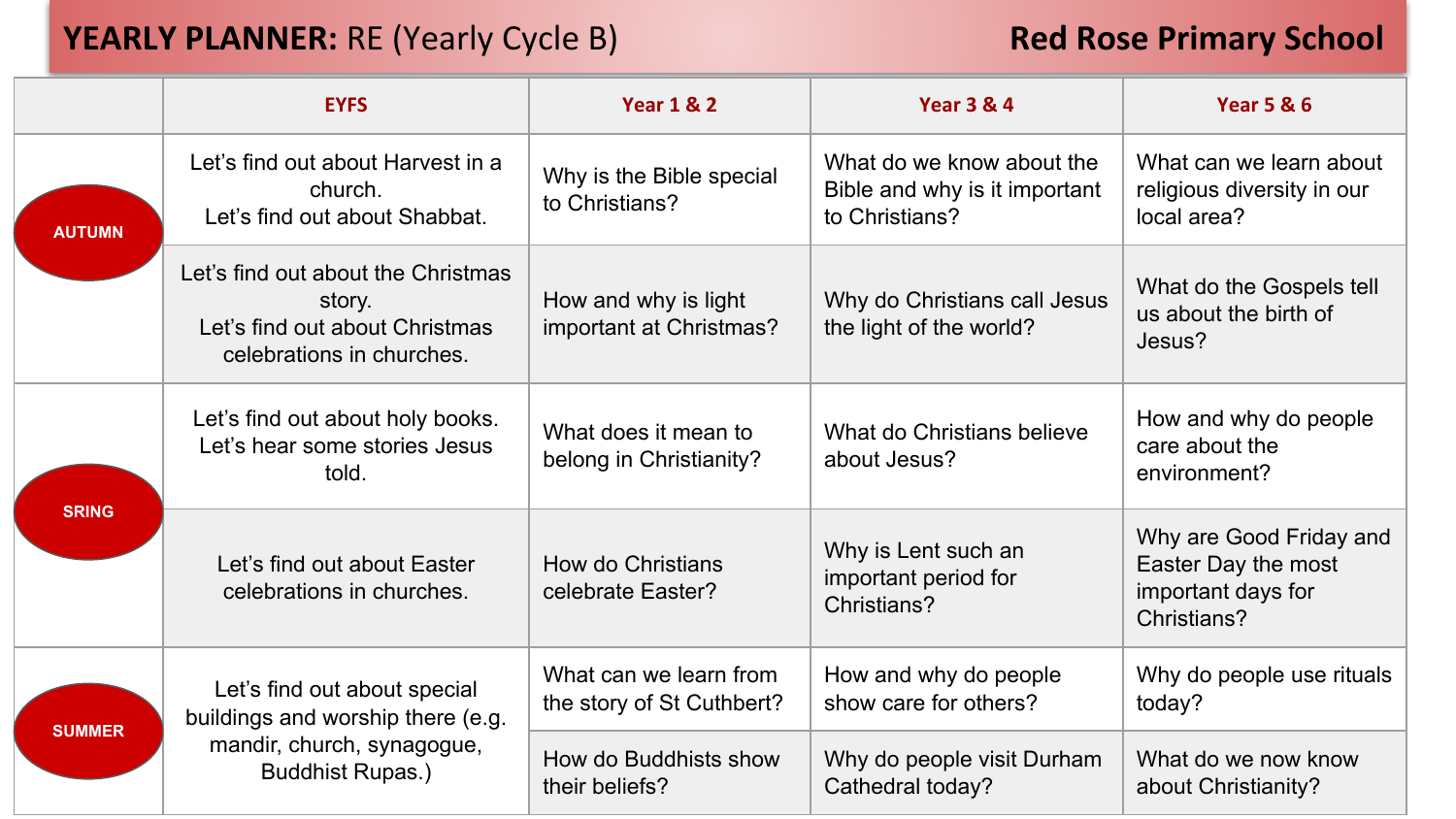# YEARLY PLANNER: RE (Yearly Cycle B) — Red Rose Primary School

| | EYFS | Year 1 & 2 | Year 3 & 4 | Year 5 & 6 |
|---|---|---|---|---|
| AUTUMN | Let's find out about Harvest in a church. Let's find out about Shabbat. | Why is the Bible special to Christians? | What do we know about the Bible and why is it important to Christians? | What can we learn about religious diversity in our local area? |
| | Let's find out about the Christmas story. Let's find out about Christmas celebrations in churches. | How and why is light important at Christmas? | Why do Christians call Jesus the light of the world? | What do the Gospels tell us about the birth of Jesus? |
| SRING | Let's find out about holy books. Let's hear some stories Jesus told. | What does it mean to belong in Christianity? | What do Christians believe about Jesus? | How and why do people care about the environment? |
| | Let's find out about Easter celebrations in churches. | How do Christians celebrate Easter? | Why is Lent such an important period for Christians? | Why are Good Friday and Easter Day the most important days for Christians? |
| SUMMER | Let's find out about special buildings and worship there (e.g. mandir, church, synagogue, Buddhist Rupas.) | What can we learn from the story of St Cuthbert? | How and why do people show care for others? | Why do people use rituals today? |
| | | How do Buddhists show their beliefs? | Why do people visit Durham Cathedral today? | What do we now know about Christianity? |